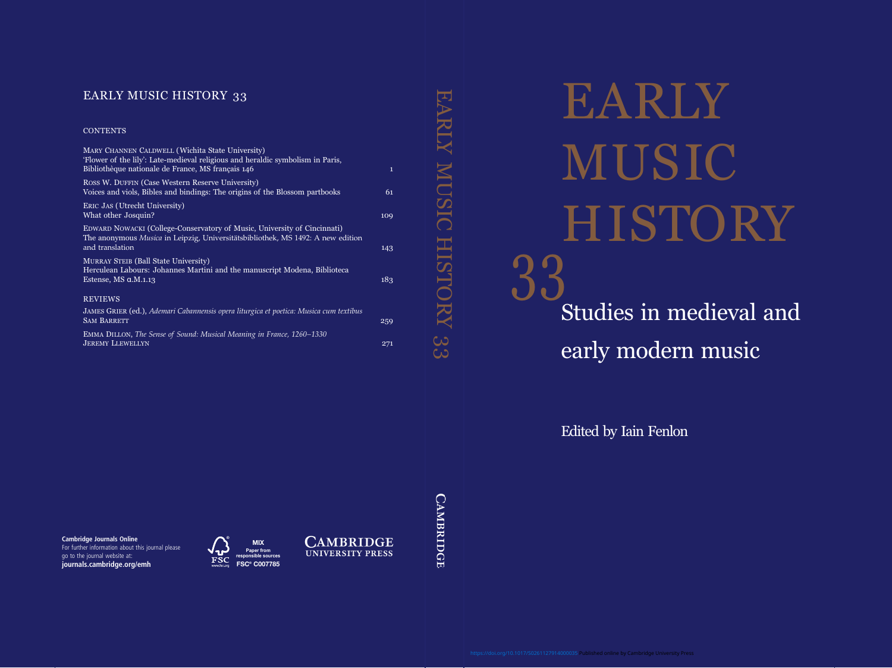# EARLY MUSIC HISTORY 33

## Studies in medieval and early modern music

Edited by Iain Fenlon

---

## EARLY MUSIC HISTORY 33

### CONTENTS

| | |
|---|---|
| MARY CHANNEN CALDWELL (Wichita State University)<br>'Flower of the lily': Late-medieval religious and heraldic symbolism in Paris, Bibliothèque nationale de France, MS français 146 | 1 |
| ROSS W. DUFFIN (Case Western Reserve University)<br>Voices and viols, Bibles and bindings: The origins of the Blossom partbooks | 61 |
| ERIC JAS (Utrecht University)<br>What other Josquin? | 109 |
| EDWARD NOWACKI (College-Conservatory of Music, University of Cincinnati)<br>The anonymous *Musica* in Leipzig, Universitätsbibliothek, MS 1492: A new edition and translation | 143 |
| MURRAY STEIB (Ball State University)<br>Herculean Labours: Johannes Martini and the manuscript Modena, Biblioteca Estense, MS α.M.1.13 | 183 |

### REVIEWS

| | |
|---|---|
| JAMES GRIER (ed.), *Ademari Cabannensis opera liturgica et poetica: Musica cum textibus*<br>SAM BARRETT | 259 |
| EMMA DILLON, *The Sense of Sound: Musical Meaning in France, 1260–1330*<br>JEREMY LLEWELLYN | 271 |

**Cambridge Journals Online**
For further information about this journal please go to the journal website at:
**journals.cambridge.org/emh**

MIX
Paper from responsible sources
FSC® C007785

CAMBRIDGE UNIVERSITY PRESS

https://doi.org/10.1017/S0261127914000035 Published online by Cambridge University Press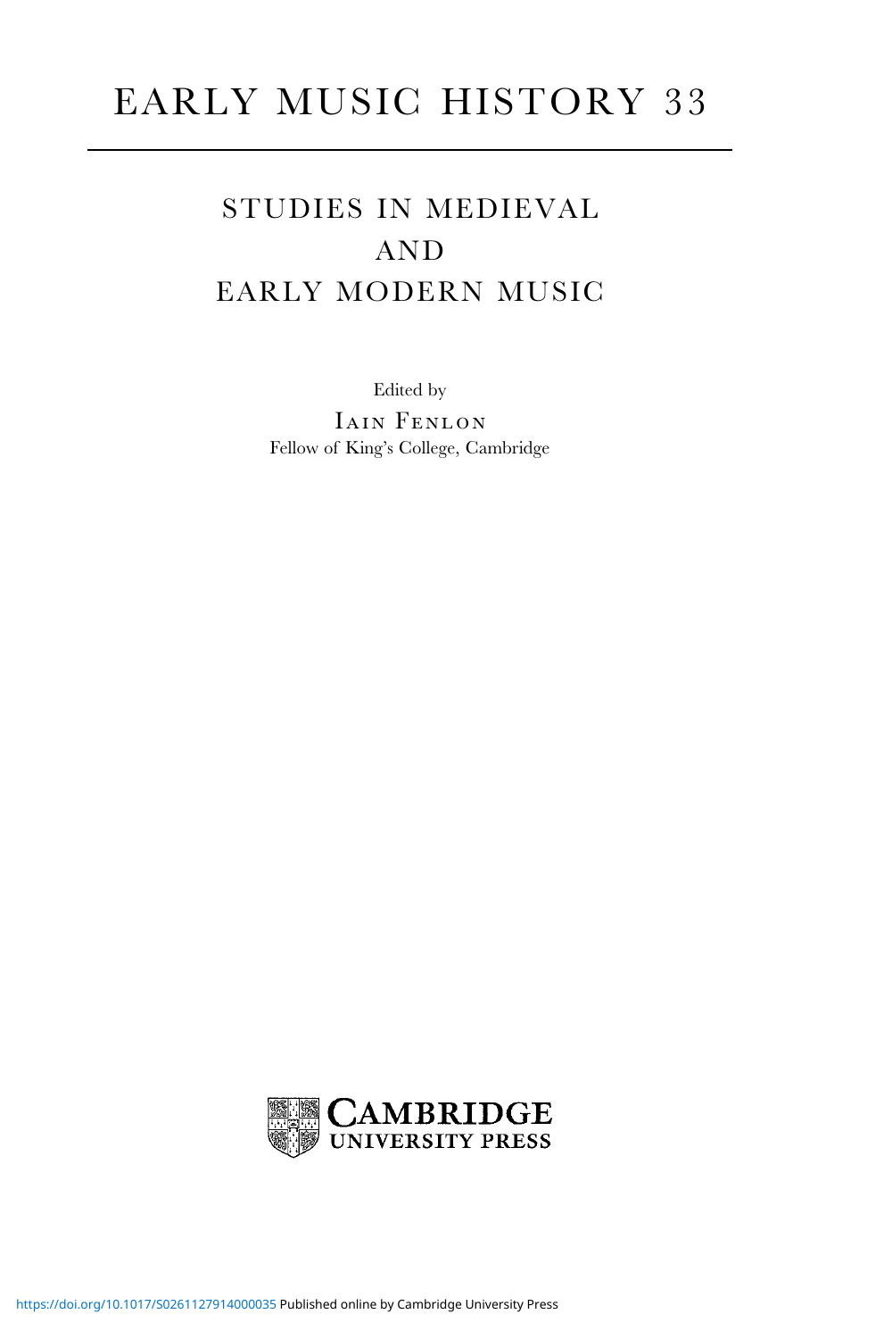# EARLY MUSIC HISTORY 33

## STUDIES IN MEDIEVAL AND EARLY MODERN MUSIC

Edited by

IAIN FENLON

Fellow of King's College, Cambridge

CAMBRIDGE UNIVERSITY PRESS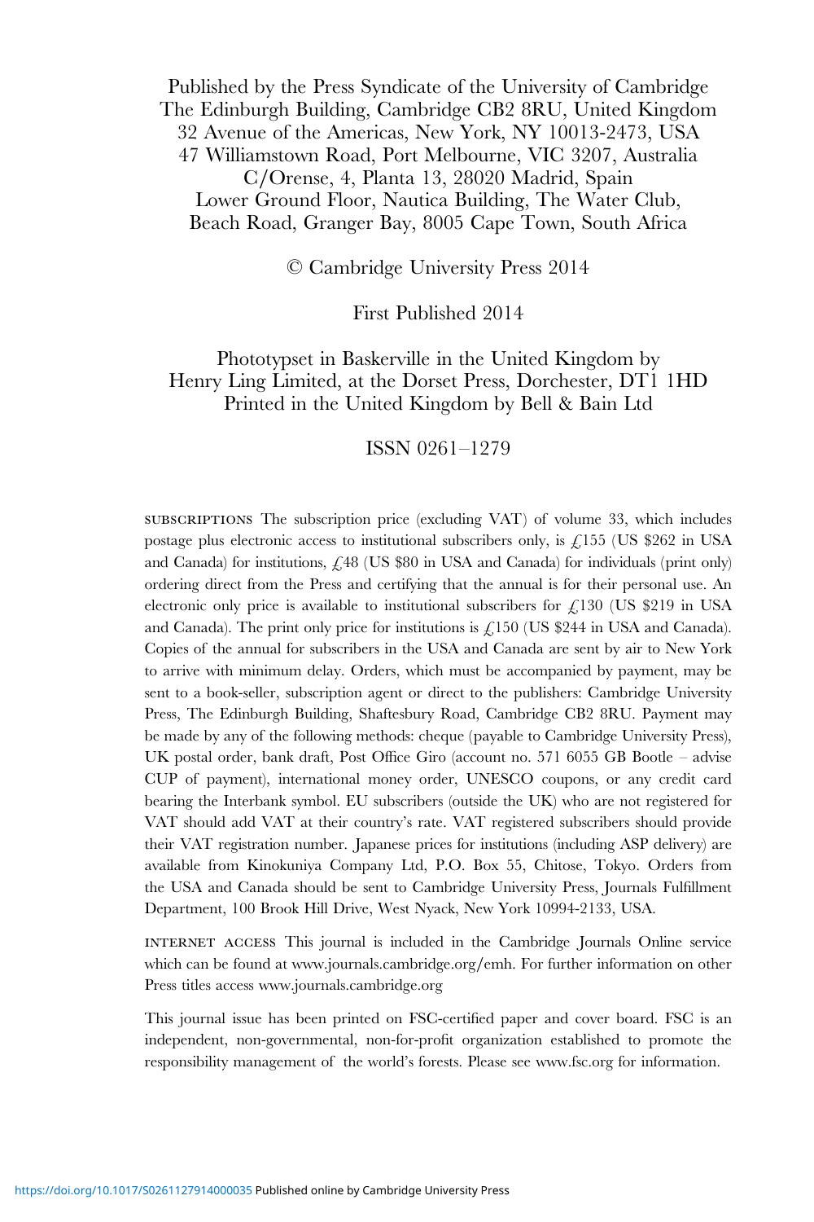Published by the Press Syndicate of the University of Cambridge
The Edinburgh Building, Cambridge CB2 8RU, United Kingdom
32 Avenue of the Americas, New York, NY 10013-2473, USA
47 Williamstown Road, Port Melbourne, VIC 3207, Australia
C/Orense, 4, Planta 13, 28020 Madrid, Spain
Lower Ground Floor, Nautica Building, The Water Club,
Beach Road, Granger Bay, 8005 Cape Town, South Africa

© Cambridge University Press 2014

First Published 2014

Phototypset in Baskerville in the United Kingdom by
Henry Ling Limited, at the Dorset Press, Dorchester, DT1 1HD
Printed in the United Kingdom by Bell & Bain Ltd

ISSN 0261–1279

SUBSCRIPTIONS The subscription price (excluding VAT) of volume 33, which includes postage plus electronic access to institutional subscribers only, is £155 (US $262 in USA and Canada) for institutions, £48 (US $80 in USA and Canada) for individuals (print only) ordering direct from the Press and certifying that the annual is for their personal use. An electronic only price is available to institutional subscribers for £130 (US $219 in USA and Canada). The print only price for institutions is £150 (US $244 in USA and Canada). Copies of the annual for subscribers in the USA and Canada are sent by air to New York to arrive with minimum delay. Orders, which must be accompanied by payment, may be sent to a book-seller, subscription agent or direct to the publishers: Cambridge University Press, The Edinburgh Building, Shaftesbury Road, Cambridge CB2 8RU. Payment may be made by any of the following methods: cheque (payable to Cambridge University Press), UK postal order, bank draft, Post Office Giro (account no. 571 6055 GB Bootle – advise CUP of payment), international money order, UNESCO coupons, or any credit card bearing the Interbank symbol. EU subscribers (outside the UK) who are not registered for VAT should add VAT at their country's rate. VAT registered subscribers should provide their VAT registration number. Japanese prices for institutions (including ASP delivery) are available from Kinokuniya Company Ltd, P.O. Box 55, Chitose, Tokyo. Orders from the USA and Canada should be sent to Cambridge University Press, Journals Fulfillment Department, 100 Brook Hill Drive, West Nyack, New York 10994-2133, USA.

INTERNET ACCESS This journal is included in the Cambridge Journals Online service which can be found at www.journals.cambridge.org/emh. For further information on other Press titles access www.journals.cambridge.org

This journal issue has been printed on FSC-certified paper and cover board. FSC is an independent, non-governmental, non-for-profit organization established to promote the responsibility management of the world's forests. Please see www.fsc.org for information.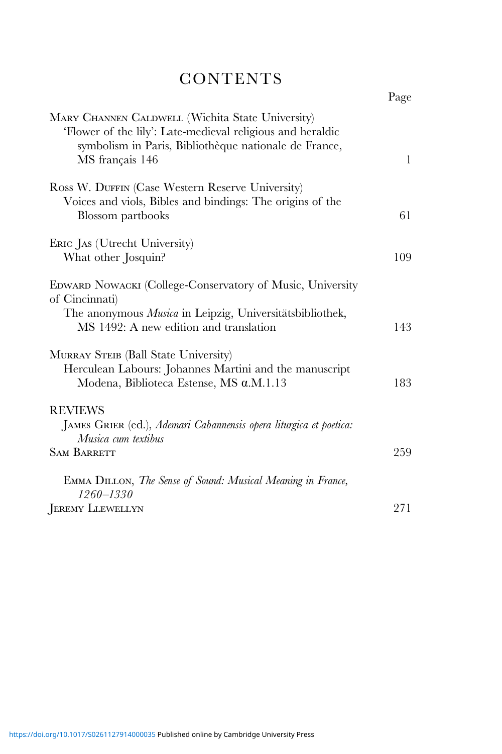# CONTENTS

| | Page |
|---|---|
| Mary Channen Caldwell (Wichita State University)<br>'Flower of the lily': Late-medieval religious and heraldic symbolism in Paris, Bibliothèque nationale de France, MS français 146 | 1 |
| Ross W. Duffin (Case Western Reserve University)<br>Voices and viols, Bibles and bindings: The origins of the Blossom partbooks | 61 |
| Eric Jas (Utrecht University)<br>What other Josquin? | 109 |
| Edward Nowacki (College-Conservatory of Music, University of Cincinnati)<br>The anonymous *Musica* in Leipzig, Universitätsbibliothek, MS 1492: A new edition and translation | 143 |
| Murray Steib (Ball State University)<br>Herculean Labours: Johannes Martini and the manuscript Modena, Biblioteca Estense, MS α.M.1.13 | 183 |
| REVIEWS | |
| James Grier (ed.), *Ademari Cabannensis opera liturgica et poetica: Musica cum textibus*<br>Sam Barrett | 259 |
| Emma Dillon, *The Sense of Sound: Musical Meaning in France, 1260–1330*<br>Jeremy Llewellyn | 271 |

https://doi.org/10.1017/S0261127914000035 Published online by Cambridge University Press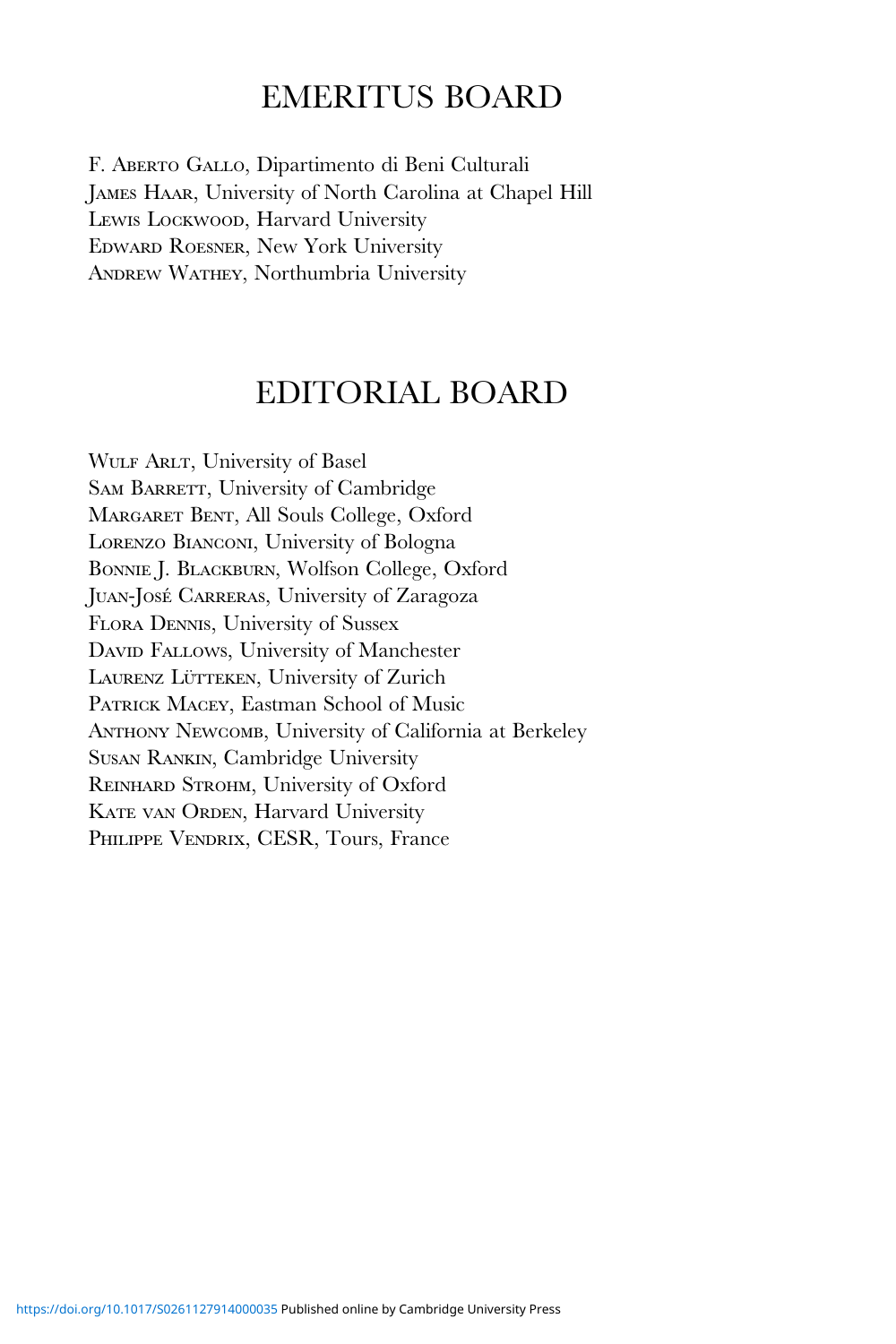# EMERITUS BOARD

F. Aberto Gallo, Dipartimento di Beni Culturali
James Haar, University of North Carolina at Chapel Hill
Lewis Lockwood, Harvard University
Edward Roesner, New York University
Andrew Wathey, Northumbria University

# EDITORIAL BOARD

Wulf Arlt, University of Basel
Sam Barrett, University of Cambridge
Margaret Bent, All Souls College, Oxford
Lorenzo Bianconi, University of Bologna
Bonnie J. Blackburn, Wolfson College, Oxford
Juan-José Carreras, University of Zaragoza
Flora Dennis, University of Sussex
David Fallows, University of Manchester
Laurenz Lütteken, University of Zurich
Patrick Macey, Eastman School of Music
Anthony Newcomb, University of California at Berkeley
Susan Rankin, Cambridge University
Reinhard Strohm, University of Oxford
Kate van Orden, Harvard University
Philippe Vendrix, CESR, Tours, France